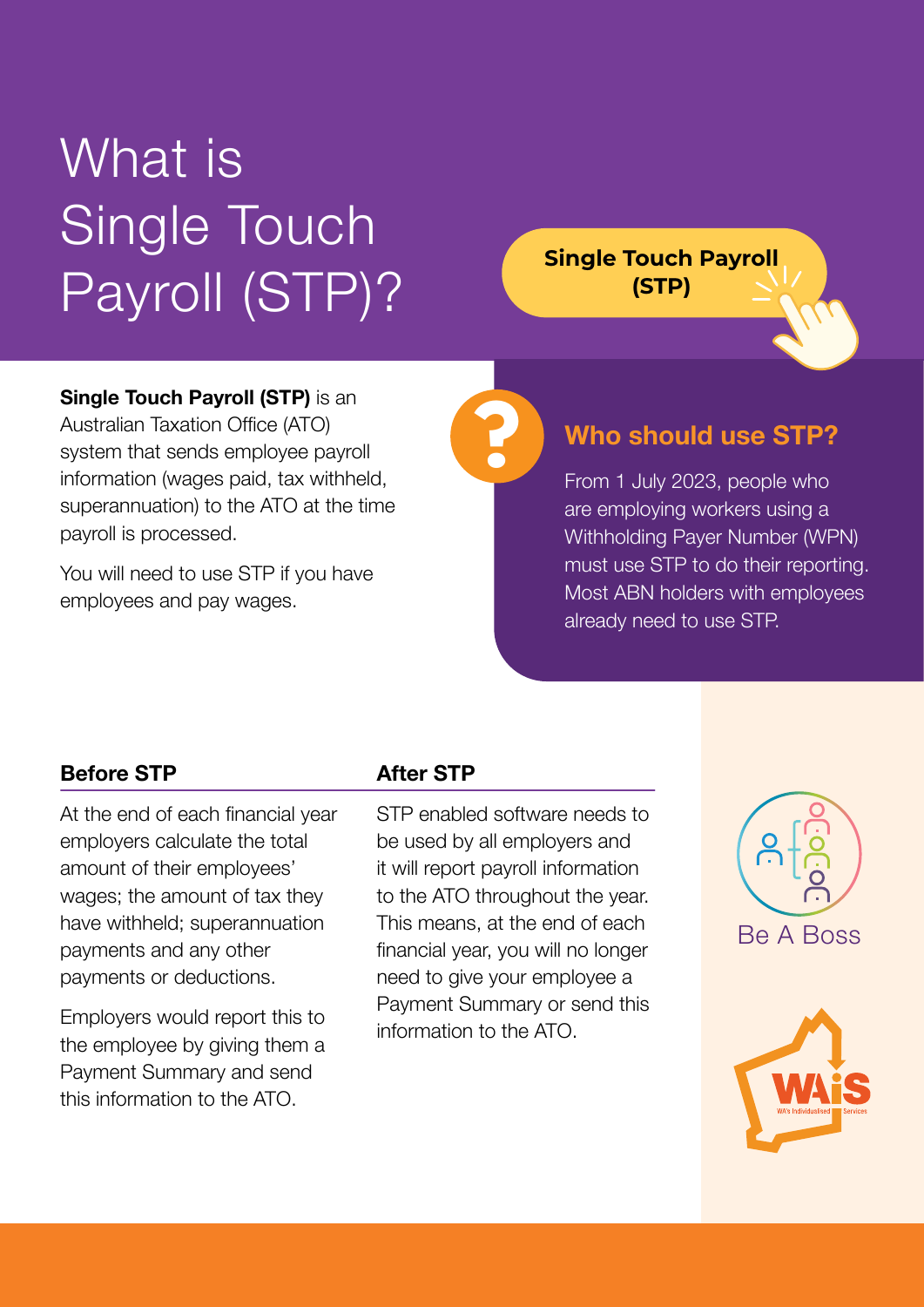# What is Single Touch Payroll (STP)?

**Single Touch Payroll (STP)**

**Single Touch Payroll (STP)** is an Australian Taxation Office (ATO) system that sends employee payroll information (wages paid, tax withheld, superannuation) to the ATO at the time payroll is processed.

You will need to use STP if you have employees and pay wages.

## Who should use STP?

From 1 July 2023, people who are employing workers using a Withholding Payer Number (WPN) must use STP to do their reporting. Most ABN holders with employees already need to use STP.

### Before STP

At the end of each financial year employers calculate the total amount of their employees' wages; the amount of tax they have withheld; superannuation payments and any other payments or deductions.

Employers would report this to the employee by giving them a Payment Summary and send this information to the ATO.

### After STP

STP enabled software needs to be used by all employers and it will report payroll information to the ATO throughout the year. This means, at the end of each financial year, you will no longer need to give your employee a Payment Summary or send this information to the ATO.

Be A Boss

WAiS WA's Individualised Services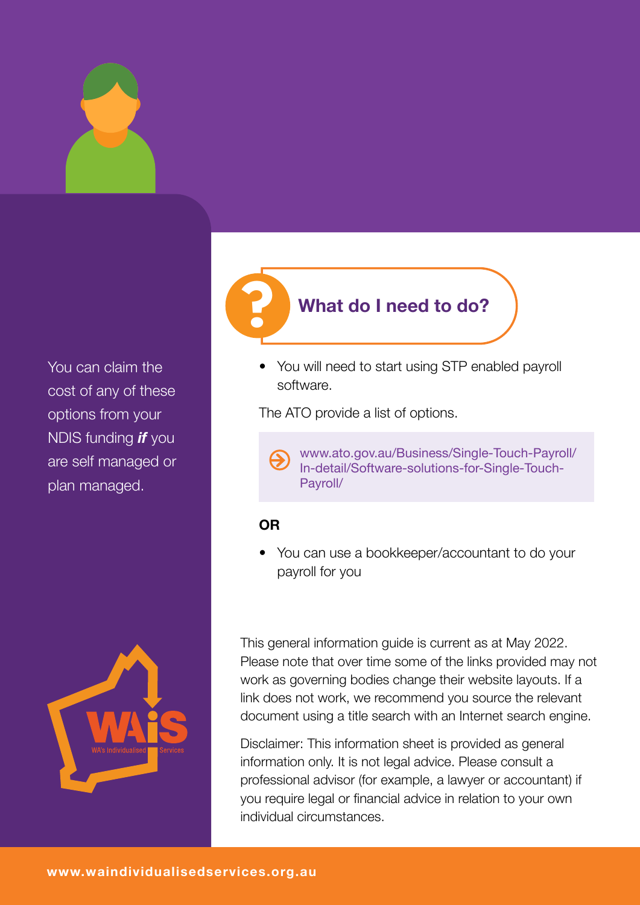You can claim the cost of any of these options from your NDIS funding ***if*** you are self managed or plan managed.

## What do I need to do?

- You will need to start using STP enabled payroll software.

The ATO provide a list of options.

www.ato.gov.au/Business/Single-Touch-Payroll/In-detail/Software-solutions-for-Single-Touch-Payroll/

**OR**

- You can use a bookkeeper/accountant to do your payroll for you

This general information guide is current as at May 2022. Please note that over time some of the links provided may not work as governing bodies change their website layouts. If a link does not work, we recommend you source the relevant document using a title search with an Internet search engine.

Disclaimer: This information sheet is provided as general information only. It is not legal advice. Please consult a professional advisor (for example, a lawyer or accountant) if you require legal or financial advice in relation to your own individual circumstances.

WAiS WA's Individualised Services

www.waindividualisedservices.org.au